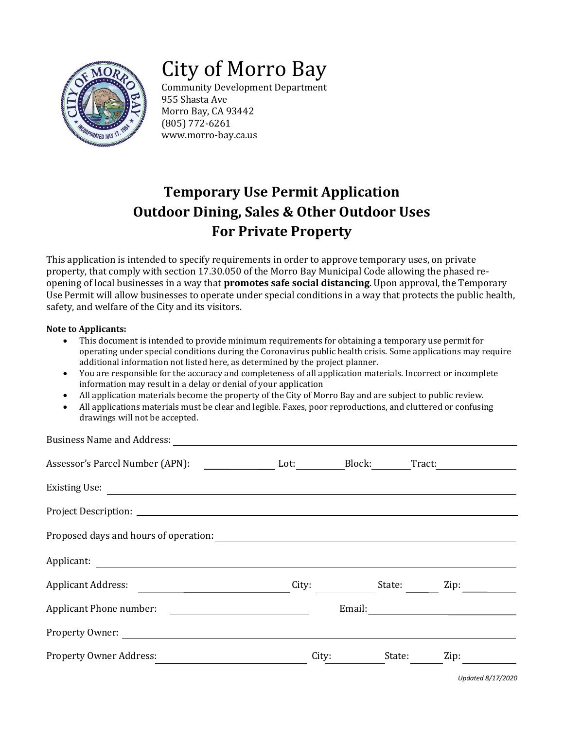# City of Morro Bay

Community Development Department
955 Shasta Ave
Morro Bay, CA 93442
(805) 772-6261
www.morro-bay.ca.us

## Temporary Use Permit Application
## Outdoor Dining, Sales & Other Outdoor Uses
## For Private Property

This application is intended to specify requirements in order to approve temporary uses, on private property, that comply with section 17.30.050 of the Morro Bay Municipal Code allowing the phased re-opening of local businesses in a way that **promotes safe social distancing**. Upon approval, the Temporary Use Permit will allow businesses to operate under special conditions in a way that protects the public health, safety, and welfare of the City and its visitors.

**Note to Applicants:**

- This document is intended to provide minimum requirements for obtaining a temporary use permit for operating under special conditions during the Coronavirus public health crisis. Some applications may require additional information not listed here, as determined by the project planner.
- You are responsible for the accuracy and completeness of all application materials. Incorrect or incomplete information may result in a delay or denial of your application
- All application materials become the property of the City of Morro Bay and are subject to public review.
- All applications materials must be clear and legible. Faxes, poor reproductions, and cluttered or confusing drawings will not be accepted.

Business Name and Address: ____________________________________________

Assessor's Parcel Number (APN): ____________ Lot: ________ Block: ________ Tract: ____________

Existing Use: ____________________________________________

Project Description: ____________________________________________

Proposed days and hours of operation: ____________________________________________

Applicant: ____________________________________________

Applicant Address: ____________________ City: __________ State: ______ Zip: ________

Applicant Phone number: ____________________ Email: ____________________

Property Owner: ____________________________________________

Property Owner Address: ____________________ City: __________ State: ______ Zip: ________

*Updated 8/17/2020*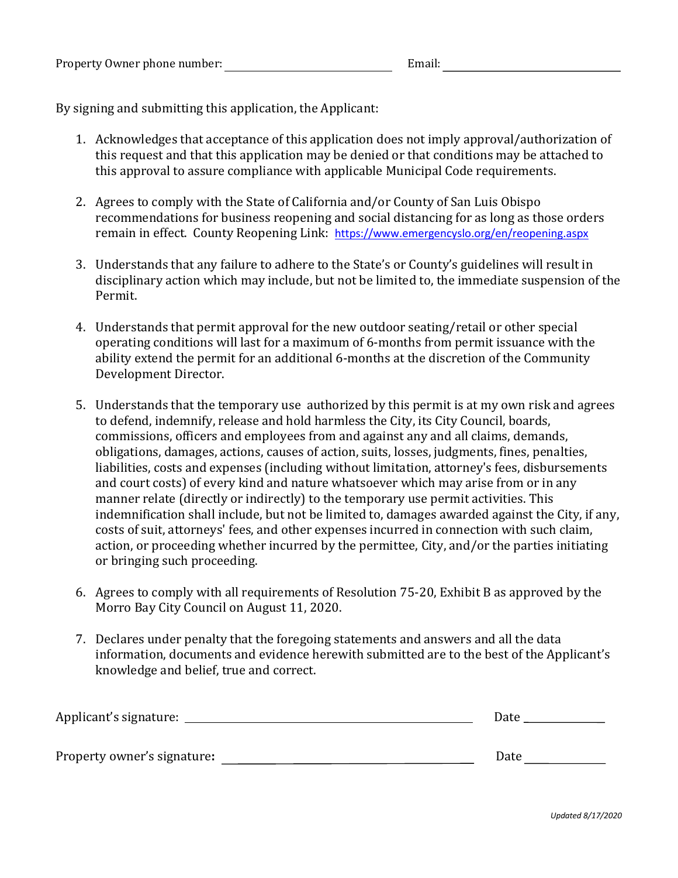Property Owner phone number: ______________________________ Email: ________________________________

By signing and submitting this application, the Applicant:

1. Acknowledges that acceptance of this application does not imply approval/authorization of this request and that this application may be denied or that conditions may be attached to this approval to assure compliance with applicable Municipal Code requirements.

2. Agrees to comply with the State of California and/or County of San Luis Obispo recommendations for business reopening and social distancing for as long as those orders remain in effect. County Reopening Link: https://www.emergencyslo.org/en/reopening.aspx

3. Understands that any failure to adhere to the State's or County's guidelines will result in disciplinary action which may include, but not be limited to, the immediate suspension of the Permit.

4. Understands that permit approval for the new outdoor seating/retail or other special operating conditions will last for a maximum of 6-months from permit issuance with the ability extend the permit for an additional 6-months at the discretion of the Community Development Director.

5. Understands that the temporary use authorized by this permit is at my own risk and agrees to defend, indemnify, release and hold harmless the City, its City Council, boards, commissions, officers and employees from and against any and all claims, demands, obligations, damages, actions, causes of action, suits, losses, judgments, fines, penalties, liabilities, costs and expenses (including without limitation, attorney's fees, disbursements and court costs) of every kind and nature whatsoever which may arise from or in any manner relate (directly or indirectly) to the temporary use permit activities. This indemnification shall include, but not be limited to, damages awarded against the City, if any, costs of suit, attorneys' fees, and other expenses incurred in connection with such claim, action, or proceeding whether incurred by the permittee, City, and/or the parties initiating or bringing such proceeding.

6. Agrees to comply with all requirements of Resolution 75-20, Exhibit B as approved by the Morro Bay City Council on August 11, 2020.

7. Declares under penalty that the foregoing statements and answers and all the data information, documents and evidence herewith submitted are to the best of the Applicant's knowledge and belief, true and correct.

Applicant's signature: ________________________________________ Date ______________

Property owner's signature: ____________________________________ Date ______________

*Updated 8/17/2020*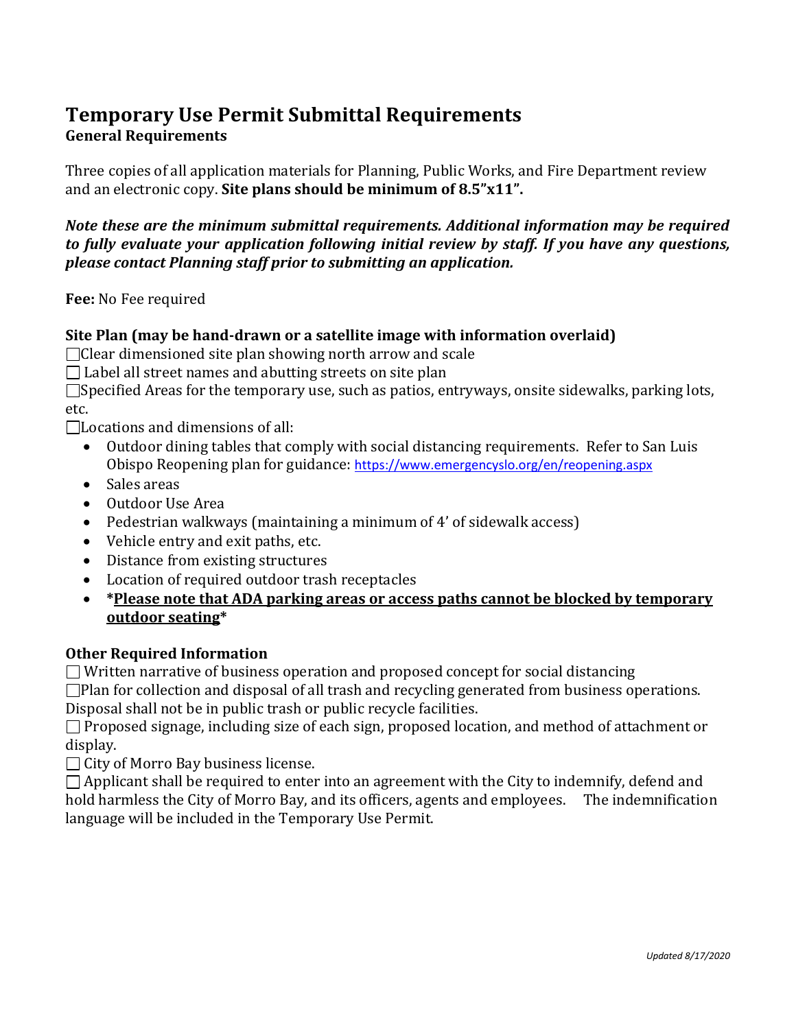# Temporary Use Permit Submittal Requirements

## General Requirements

Three copies of all application materials for Planning, Public Works, and Fire Department review and an electronic copy. **Site plans should be minimum of 8.5"x11".**

***Note these are the minimum submittal requirements. Additional information may be required to fully evaluate your application following initial review by staff. If you have any questions, please contact Planning staff prior to submitting an application.***

**Fee:** No Fee required

### Site Plan (may be hand-drawn or a satellite image with information overlaid)

☐ Clear dimensioned site plan showing north arrow and scale

☐ Label all street names and abutting streets on site plan

☐ Specified Areas for the temporary use, such as patios, entryways, onsite sidewalks, parking lots, etc.

☐ Locations and dimensions of all:

- Outdoor dining tables that comply with social distancing requirements. Refer to San Luis Obispo Reopening plan for guidance: https://www.emergencyslo.org/en/reopening.aspx
- Sales areas
- Outdoor Use Area
- Pedestrian walkways (maintaining a minimum of 4' of sidewalk access)
- Vehicle entry and exit paths, etc.
- Distance from existing structures
- Location of required outdoor trash receptacles
- **\*<u>Please note that ADA parking areas or access paths cannot be blocked by temporary outdoor seating</u>\***

### Other Required Information

☐ Written narrative of business operation and proposed concept for social distancing

☐ Plan for collection and disposal of all trash and recycling generated from business operations. Disposal shall not be in public trash or public recycle facilities.

☐ Proposed signage, including size of each sign, proposed location, and method of attachment or display.

☐ City of Morro Bay business license.

☐ Applicant shall be required to enter into an agreement with the City to indemnify, defend and hold harmless the City of Morro Bay, and its officers, agents and employees. The indemnification language will be included in the Temporary Use Permit.

*Updated 8/17/2020*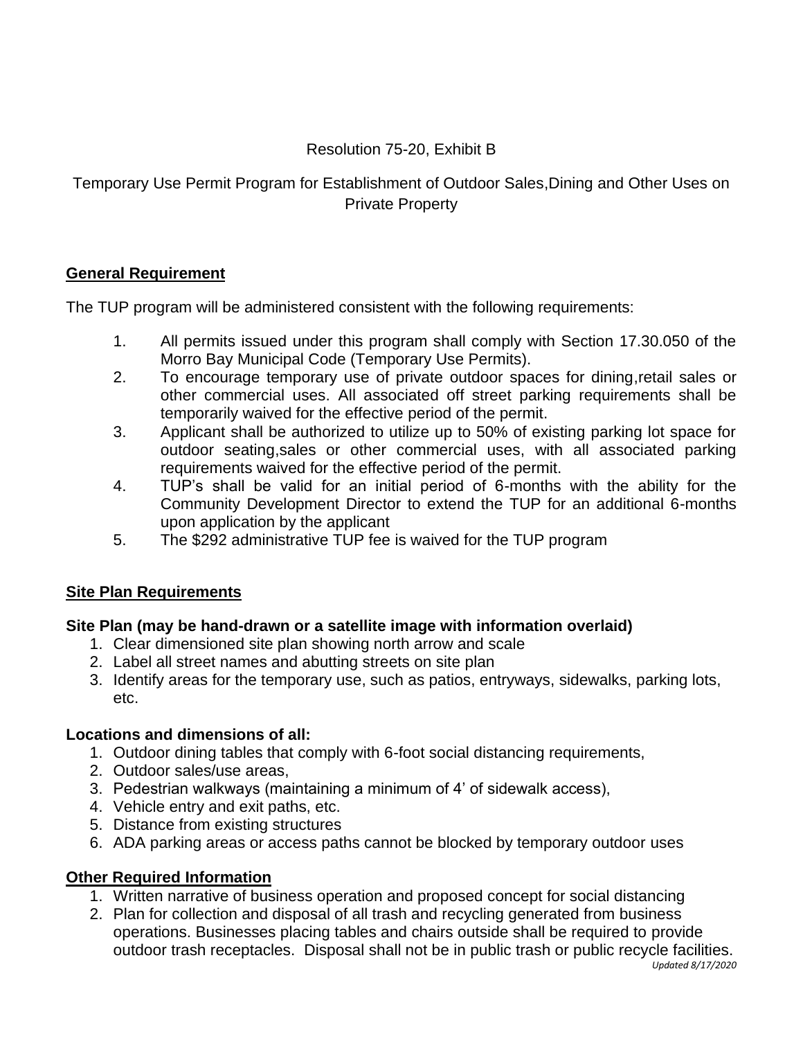Resolution 75-20, Exhibit B

Temporary Use Permit Program for Establishment of Outdoor Sales,Dining and Other Uses on Private Property

## General Requirement

The TUP program will be administered consistent with the following requirements:

1. All permits issued under this program shall comply with Section 17.30.050 of the Morro Bay Municipal Code (Temporary Use Permits).
2. To encourage temporary use of private outdoor spaces for dining,retail sales or other commercial uses. All associated off street parking requirements shall be temporarily waived for the effective period of the permit.
3. Applicant shall be authorized to utilize up to 50% of existing parking lot space for outdoor seating,sales or other commercial uses, with all associated parking requirements waived for the effective period of the permit.
4. TUP's shall be valid for an initial period of 6-months with the ability for the Community Development Director to extend the TUP for an additional 6-months upon application by the applicant
5. The $292 administrative TUP fee is waived for the TUP program

## Site Plan Requirements

### Site Plan (may be hand-drawn or a satellite image with information overlaid)

1. Clear dimensioned site plan showing north arrow and scale
2. Label all street names and abutting streets on site plan
3. Identify areas for the temporary use, such as patios, entryways, sidewalks, parking lots, etc.

### Locations and dimensions of all:

1. Outdoor dining tables that comply with 6-foot social distancing requirements,
2. Outdoor sales/use areas,
3. Pedestrian walkways (maintaining a minimum of 4' of sidewalk access),
4. Vehicle entry and exit paths, etc.
5. Distance from existing structures
6. ADA parking areas or access paths cannot be blocked by temporary outdoor uses

## Other Required Information

1. Written narrative of business operation and proposed concept for social distancing
2. Plan for collection and disposal of all trash and recycling generated from business operations. Businesses placing tables and chairs outside shall be required to provide outdoor trash receptacles. Disposal shall not be in public trash or public recycle facilities.

*Updated 8/17/2020*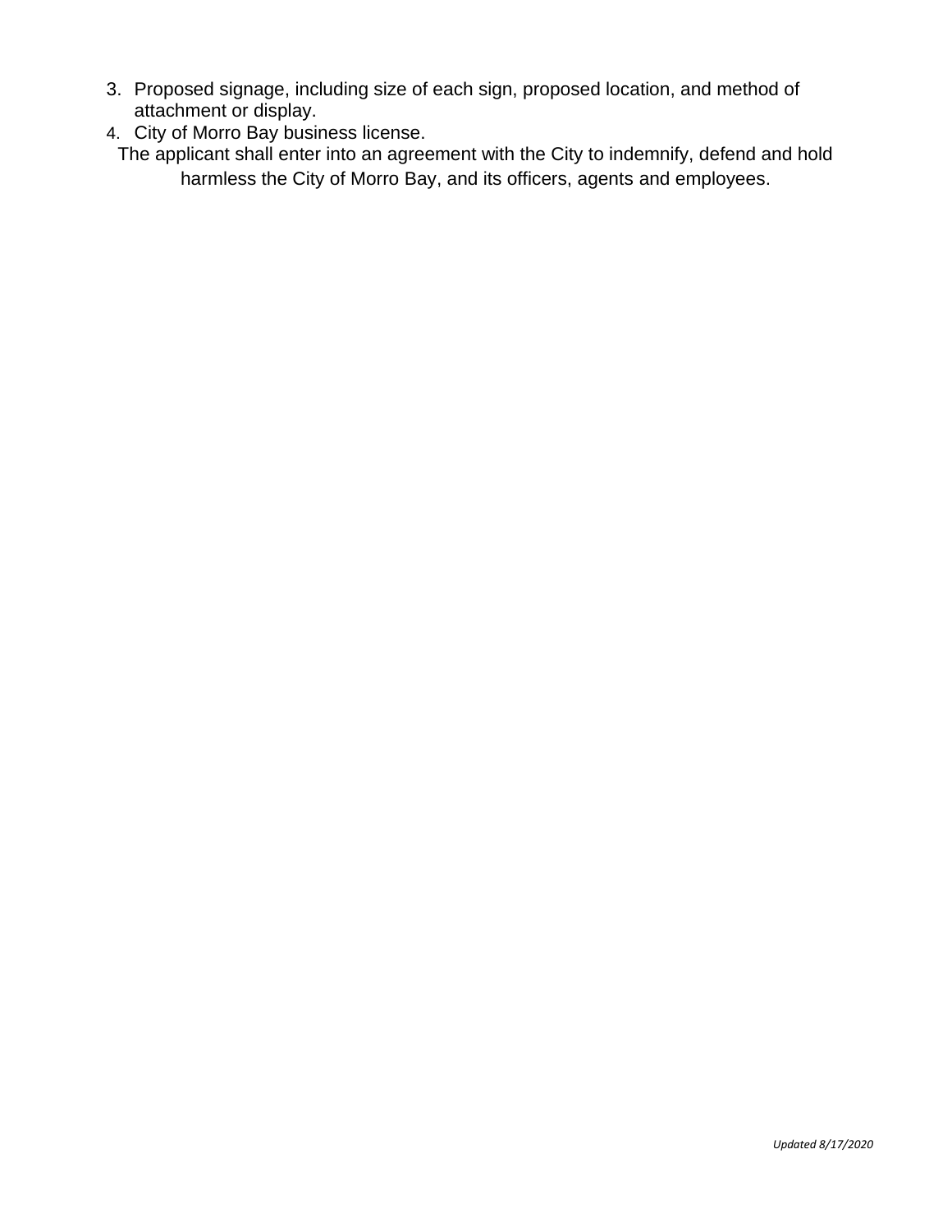3. Proposed signage, including size of each sign, proposed location, and method of attachment or display.
4. City of Morro Bay business license.

The applicant shall enter into an agreement with the City to indemnify, defend and hold harmless the City of Morro Bay, and its officers, agents and employees.

*Updated 8/17/2020*